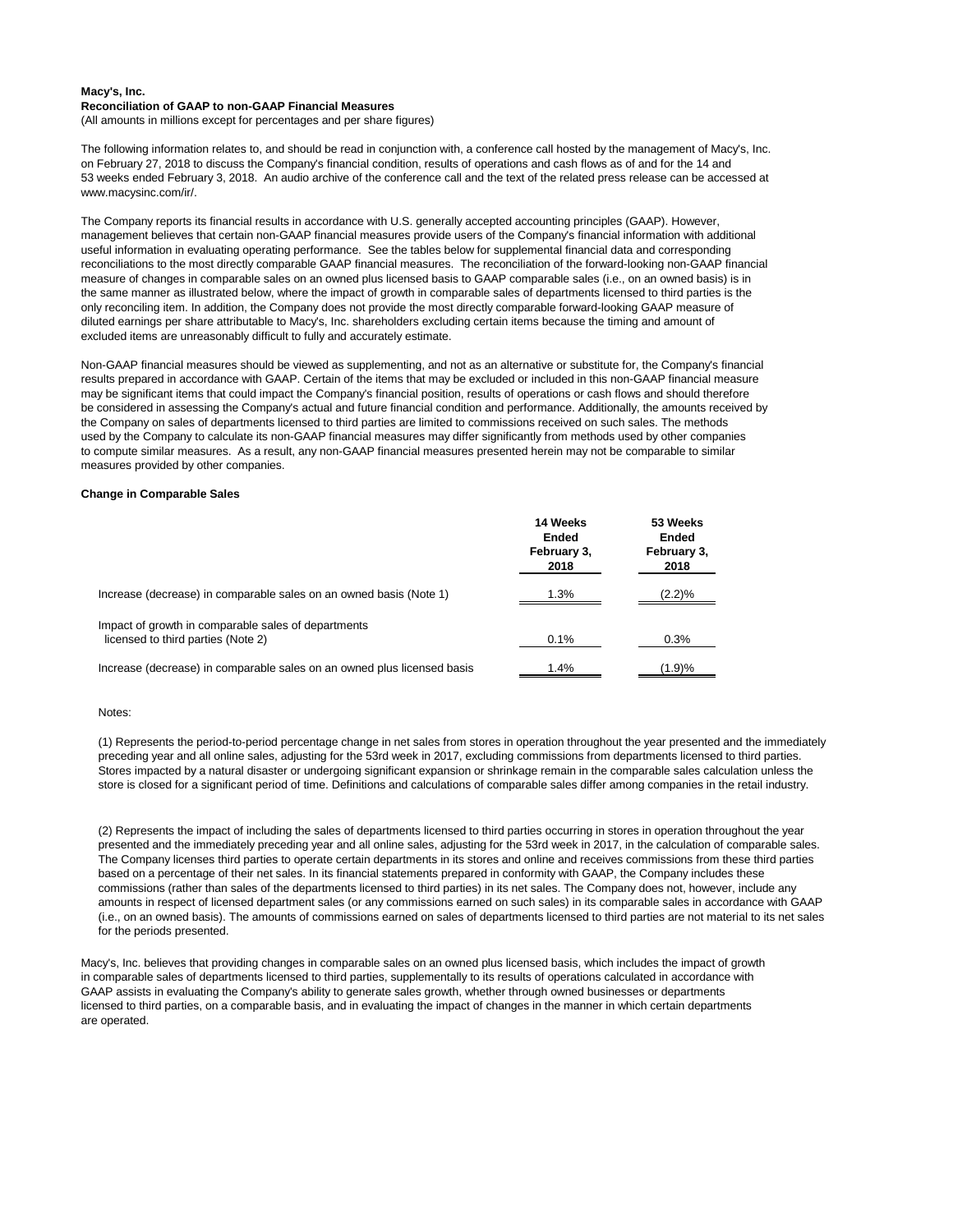**Macy's, Inc.**
**Reconciliation of GAAP to non-GAAP Financial Measures**
(All amounts in millions except for percentages and per share figures)

The following information relates to, and should be read in conjunction with, a conference call hosted by the management of Macy's, Inc. on February 27, 2018 to discuss the Company's financial condition, results of operations and cash flows as of and for the 14 and 53 weeks ended February 3, 2018. An audio archive of the conference call and the text of the related press release can be accessed at www.macysinc.com/ir/.

The Company reports its financial results in accordance with U.S. generally accepted accounting principles (GAAP). However, management believes that certain non-GAAP financial measures provide users of the Company's financial information with additional useful information in evaluating operating performance. See the tables below for supplemental financial data and corresponding reconciliations to the most directly comparable GAAP financial measures. The reconciliation of the forward-looking non-GAAP financial measure of changes in comparable sales on an owned plus licensed basis to GAAP comparable sales (i.e., on an owned basis) is in the same manner as illustrated below, where the impact of growth in comparable sales of departments licensed to third parties is the only reconciling item. In addition, the Company does not provide the most directly comparable forward-looking GAAP measure of diluted earnings per share attributable to Macy's, Inc. shareholders excluding certain items because the timing and amount of excluded items are unreasonably difficult to fully and accurately estimate.

Non-GAAP financial measures should be viewed as supplementing, and not as an alternative or substitute for, the Company's financial results prepared in accordance with GAAP. Certain of the items that may be excluded or included in this non-GAAP financial measure may be significant items that could impact the Company's financial position, results of operations or cash flows and should therefore be considered in assessing the Company's actual and future financial condition and performance. Additionally, the amounts received by the Company on sales of departments licensed to third parties are limited to commissions received on such sales. The methods used by the Company to calculate its non-GAAP financial measures may differ significantly from methods used by other companies to compute similar measures. As a result, any non-GAAP financial measures presented herein may not be comparable to similar measures provided by other companies.

**Change in Comparable Sales**

| | 14 Weeks Ended February 3, 2018 | 53 Weeks Ended February 3, 2018 |
|---|---|---|
| Increase (decrease) in comparable sales on an owned basis (Note 1) | 1.3% | (2.2)% |
| Impact of growth in comparable sales of departments licensed to third parties (Note 2) | 0.1% | 0.3% |
| Increase (decrease) in comparable sales on an owned plus licensed basis | 1.4% | (1.9)% |

Notes:

(1) Represents the period-to-period percentage change in net sales from stores in operation throughout the year presented and the immediately preceding year and all online sales, adjusting for the 53rd week in 2017, excluding commissions from departments licensed to third parties. Stores impacted by a natural disaster or undergoing significant expansion or shrinkage remain in the comparable sales calculation unless the store is closed for a significant period of time. Definitions and calculations of comparable sales differ among companies in the retail industry.

(2) Represents the impact of including the sales of departments licensed to third parties occurring in stores in operation throughout the year presented and the immediately preceding year and all online sales, adjusting for the 53rd week in 2017, in the calculation of comparable sales. The Company licenses third parties to operate certain departments in its stores and online and receives commissions from these third parties based on a percentage of their net sales. In its financial statements prepared in conformity with GAAP, the Company includes these commissions (rather than sales of the departments licensed to third parties) in its net sales. The Company does not, however, include any amounts in respect of licensed department sales (or any commissions earned on such sales) in its comparable sales in accordance with GAAP (i.e., on an owned basis). The amounts of commissions earned on sales of departments licensed to third parties are not material to its net sales for the periods presented.

Macy's, Inc. believes that providing changes in comparable sales on an owned plus licensed basis, which includes the impact of growth in comparable sales of departments licensed to third parties, supplementally to its results of operations calculated in accordance with GAAP assists in evaluating the Company's ability to generate sales growth, whether through owned businesses or departments licensed to third parties, on a comparable basis, and in evaluating the impact of changes in the manner in which certain departments are operated.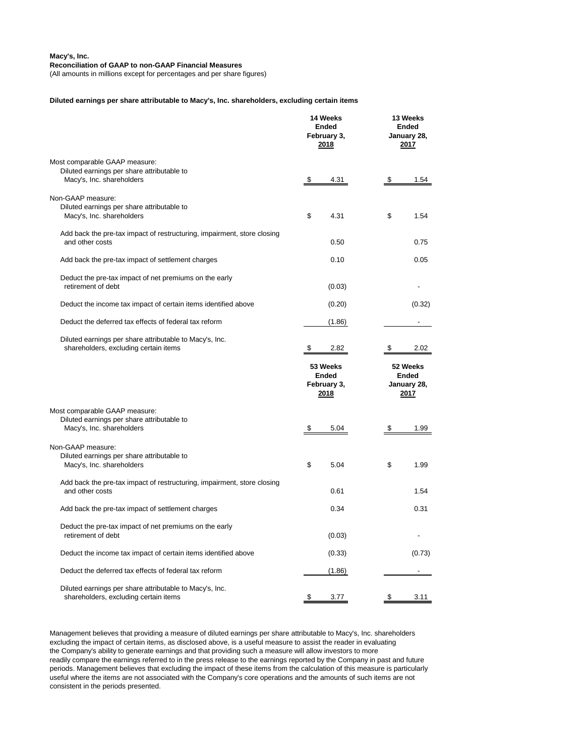**Macy's, Inc.**
**Reconciliation of GAAP to non-GAAP Financial Measures**
(All amounts in millions except for percentages and per share figures)

**Diluted earnings per share attributable to Macy's, Inc. shareholders, excluding certain items**

| | 14 Weeks Ended February 3, 2018 | 13 Weeks Ended January 28, 2017 |
|---|---|---|
| Most comparable GAAP measure: | | |
| Diluted earnings per share attributable to Macy's, Inc. shareholders | $ 4.31 | $ 1.54 |
| Non-GAAP measure: | | |
| Diluted earnings per share attributable to Macy's, Inc. shareholders | $ 4.31 | $ 1.54 |
| Add back the pre-tax impact of restructuring, impairment, store closing and other costs | 0.50 | 0.75 |
| Add back the pre-tax impact of settlement charges | 0.10 | 0.05 |
| Deduct the pre-tax impact of net premiums on the early retirement of debt | (0.03) | - |
| Deduct the income tax impact of certain items identified above | (0.20) | (0.32) |
| Deduct the deferred tax effects of federal tax reform | (1.86) | - |
| Diluted earnings per share attributable to Macy's, Inc. shareholders, excluding certain items | $ 2.82 | $ 2.02 |

| | 53 Weeks Ended February 3, 2018 | 52 Weeks Ended January 28, 2017 |
|---|---|---|
| Most comparable GAAP measure: | | |
| Diluted earnings per share attributable to Macy's, Inc. shareholders | $ 5.04 | $ 1.99 |
| Non-GAAP measure: | | |
| Diluted earnings per share attributable to Macy's, Inc. shareholders | $ 5.04 | $ 1.99 |
| Add back the pre-tax impact of restructuring, impairment, store closing and other costs | 0.61 | 1.54 |
| Add back the pre-tax impact of settlement charges | 0.34 | 0.31 |
| Deduct the pre-tax impact of net premiums on the early retirement of debt | (0.03) | - |
| Deduct the income tax impact of certain items identified above | (0.33) | (0.73) |
| Deduct the deferred tax effects of federal tax reform | (1.86) | - |
| Diluted earnings per share attributable to Macy's, Inc. shareholders, excluding certain items | $ 3.77 | $ 3.11 |

Management believes that providing a measure of diluted earnings per share attributable to Macy's, Inc. shareholders excluding the impact of certain items, as disclosed above, is a useful measure to assist the reader in evaluating the Company's ability to generate earnings and that providing such a measure will allow investors to more readily compare the earnings referred to in the press release to the earnings reported by the Company in past and future periods. Management believes that excluding the impact of these items from the calculation of this measure is particularly useful where the items are not associated with the Company's core operations and the amounts of such items are not consistent in the periods presented.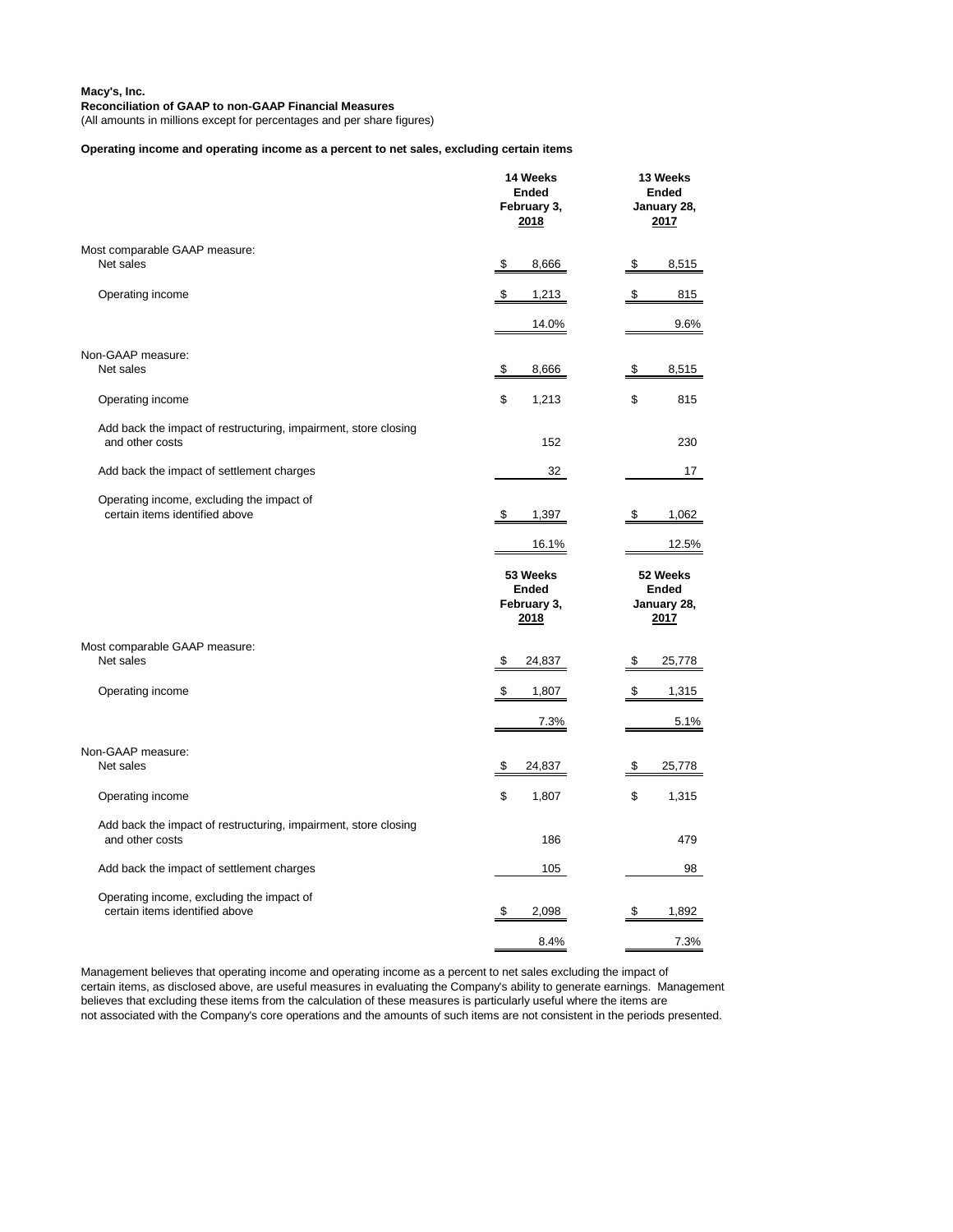**Macy's, Inc.**

**Reconciliation of GAAP to non-GAAP Financial Measures**

(All amounts in millions except for percentages and per share figures)

**Operating income and operating income as a percent to net sales, excluding certain items**

| | 14 Weeks Ended February 3, 2018 | 13 Weeks Ended January 28, 2017 |
|---|---|---|
| Most comparable GAAP measure: | | |
| Net sales | $ 8,666 | $ 8,515 |
| Operating income | $ 1,213 | $ 815 |
| | 14.0% | 9.6% |
| Non-GAAP measure: | | |
| Net sales | $ 8,666 | $ 8,515 |
| Operating income | $ 1,213 | $ 815 |
| Add back the impact of restructuring, impairment, store closing and other costs | 152 | 230 |
| Add back the impact of settlement charges | 32 | 17 |
| Operating income, excluding the impact of certain items identified above | $ 1,397 | $ 1,062 |
| | 16.1% | 12.5% |

| | 53 Weeks Ended February 3, 2018 | 52 Weeks Ended January 28, 2017 |
|---|---|---|
| Most comparable GAAP measure: | | |
| Net sales | $ 24,837 | $ 25,778 |
| Operating income | $ 1,807 | $ 1,315 |
| | 7.3% | 5.1% |
| Non-GAAP measure: | | |
| Net sales | $ 24,837 | $ 25,778 |
| Operating income | $ 1,807 | $ 1,315 |
| Add back the impact of restructuring, impairment, store closing and other costs | 186 | 479 |
| Add back the impact of settlement charges | 105 | 98 |
| Operating income, excluding the impact of certain items identified above | $ 2,098 | $ 1,892 |
| | 8.4% | 7.3% |

Management believes that operating income and operating income as a percent to net sales excluding the impact of certain items, as disclosed above, are useful measures in evaluating the Company's ability to generate earnings. Management believes that excluding these items from the calculation of these measures is particularly useful where the items are not associated with the Company's core operations and the amounts of such items are not consistent in the periods presented.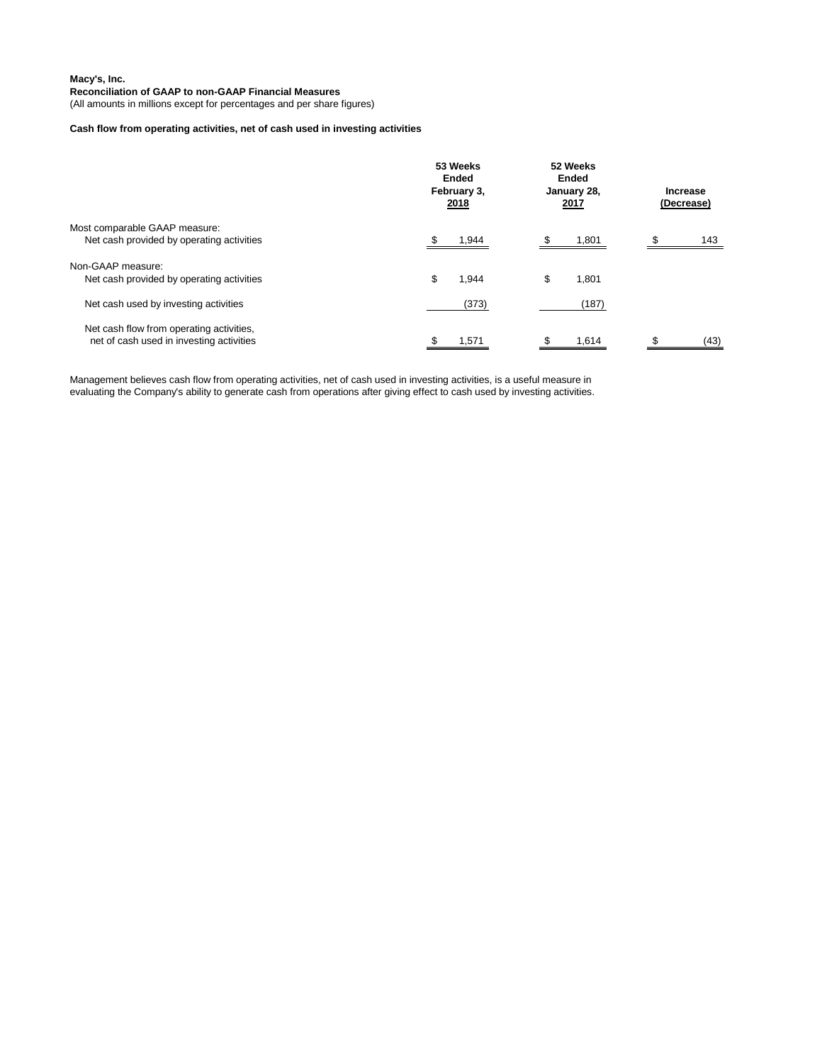**Macy's, Inc.**
**Reconciliation of GAAP to non-GAAP Financial Measures**
(All amounts in millions except for percentages and per share figures)

**Cash flow from operating activities, net of cash used in investing activities**

| | 53 Weeks Ended February 3, 2018 | 52 Weeks Ended January 28, 2017 | Increase (Decrease) |
|---|---|---|---|
| Most comparable GAAP measure: | | | |
| Net cash provided by operating activities | $ 1,944 | $ 1,801 | $ 143 |
| Non-GAAP measure: | | | |
| Net cash provided by operating activities | $ 1,944 | $ 1,801 | |
| Net cash used by investing activities | (373) | (187) | |
| Net cash flow from operating activities, net of cash used in investing activities | $ 1,571 | $ 1,614 | $ (43) |

Management believes cash flow from operating activities, net of cash used in investing activities, is a useful measure in evaluating the Company's ability to generate cash from operations after giving effect to cash used by investing activities.